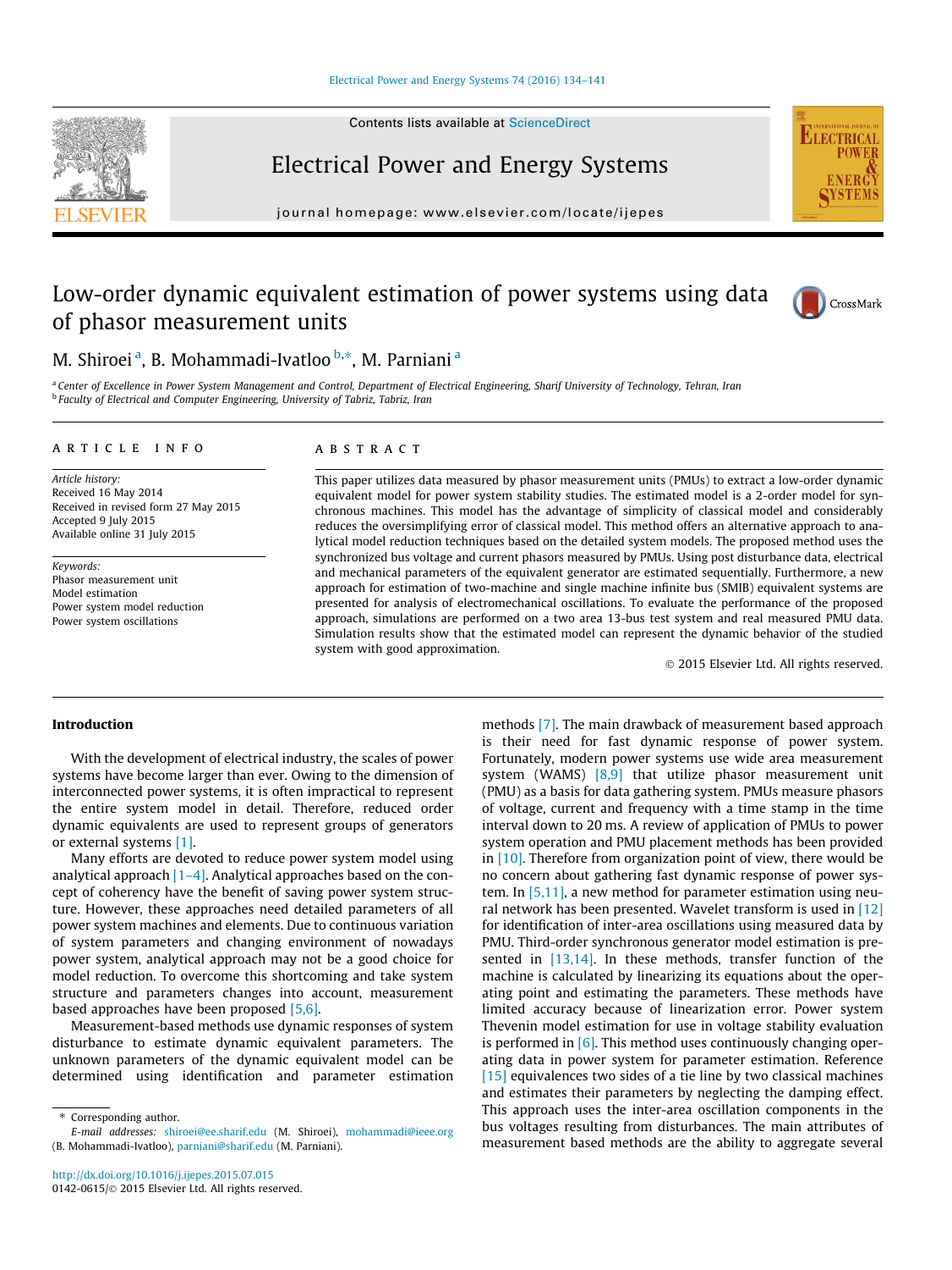# Low-order dynamic equivalent estimation of power systems using data of phasor measurement units

M. Shiroei [a], B. Mohammadi-Ivatloo [b,*], M. Parniani [a]

[a] Center of Excellence in Power System Management and Control, Department of Electrical Engineering, Sharif University of Technology, Tehran, Iran
[b] Faculty of Electrical and Computer Engineering, University of Tabriz, Tabriz, Iran

## ARTICLE INFO

*Article history:*
Received 16 May 2014
Received in revised form 27 May 2015
Accepted 9 July 2015
Available online 31 July 2015

*Keywords:*
Phasor measurement unit
Model estimation
Power system model reduction
Power system oscillations

## ABSTRACT

This paper utilizes data measured by phasor measurement units (PMUs) to extract a low-order dynamic equivalent model for power system stability studies. The estimated model is a 2-order model for synchronous machines. This model has the advantage of simplicity of classical model and considerably reduces the oversimplifying error of classical model. This method offers an alternative approach to analytical model reduction techniques based on the detailed system models. The proposed method uses the synchronized bus voltage and current phasors measured by PMUs. Using post disturbance data, electrical and mechanical parameters of the equivalent generator are estimated sequentially. Furthermore, a new approach for estimation of two-machine and single machine infinite bus (SMIB) equivalent systems are presented for analysis of electromechanical oscillations. To evaluate the performance of the proposed approach, simulations are performed on a two area 13-bus test system and real measured PMU data. Simulation results show that the estimated model can represent the dynamic behavior of the studied system with good approximation.

© 2015 Elsevier Ltd. All rights reserved.

## Introduction

With the development of electrical industry, the scales of power systems have become larger than ever. Owing to the dimension of interconnected power systems, it is often impractical to represent the entire system model in detail. Therefore, reduced order dynamic equivalents are used to represent groups of generators or external systems [1].

Many efforts are devoted to reduce power system model using analytical approach [1–4]. Analytical approaches based on the concept of coherency have the benefit of saving power system structure. However, these approaches need detailed parameters of all power system machines and elements. Due to continuous variation of system parameters and changing environment of nowadays power system, analytical approach may not be a good choice for model reduction. To overcome this shortcoming and take system structure and parameters changes into account, measurement based approaches have been proposed [5,6].

Measurement-based methods use dynamic responses of system disturbance to estimate dynamic equivalent parameters. The unknown parameters of the dynamic equivalent model can be determined using identification and parameter estimation methods [7]. The main drawback of measurement based approach is their need for fast dynamic response of power system. Fortunately, modern power systems use wide area measurement system (WAMS) [8,9] that utilize phasor measurement unit (PMU) as a basis for data gathering system. PMUs measure phasors of voltage, current and frequency with a time stamp in the time interval down to 20 ms. A review of application of PMUs to power system operation and PMU placement methods has been provided in [10]. Therefore from organization point of view, there would be no concern about gathering fast dynamic response of power system. In [5,11], a new method for parameter estimation using neural network has been presented. Wavelet transform is used in [12] for identification of inter-area oscillations using measured data by PMU. Third-order synchronous generator model estimation is presented in [13,14]. In these methods, transfer function of the machine is calculated by linearizing its equations about the operating point and estimating the parameters. These methods have limited accuracy because of linearization error. Power system Thevenin model estimation for use in voltage stability evaluation is performed in [6]. This method uses continuously changing operating data in power system for parameter estimation. Reference [15] equivalences two sides of a tie line by two classical machines and estimates their parameters by neglecting the damping effect. This approach uses the inter-area oscillation components in the bus voltages resulting from disturbances. The main attributes of measurement based methods are the ability to aggregate several

* Corresponding author.
E-mail addresses: shiroei@ee.sharif.edu (M. Shiroei), mohammadi@ieee.org (B. Mohammadi-Ivatloo), parniani@sharif.edu (M. Parniani).

http://dx.doi.org/10.1016/j.ijepes.2015.07.015
0142-0615/© 2015 Elsevier Ltd. All rights reserved.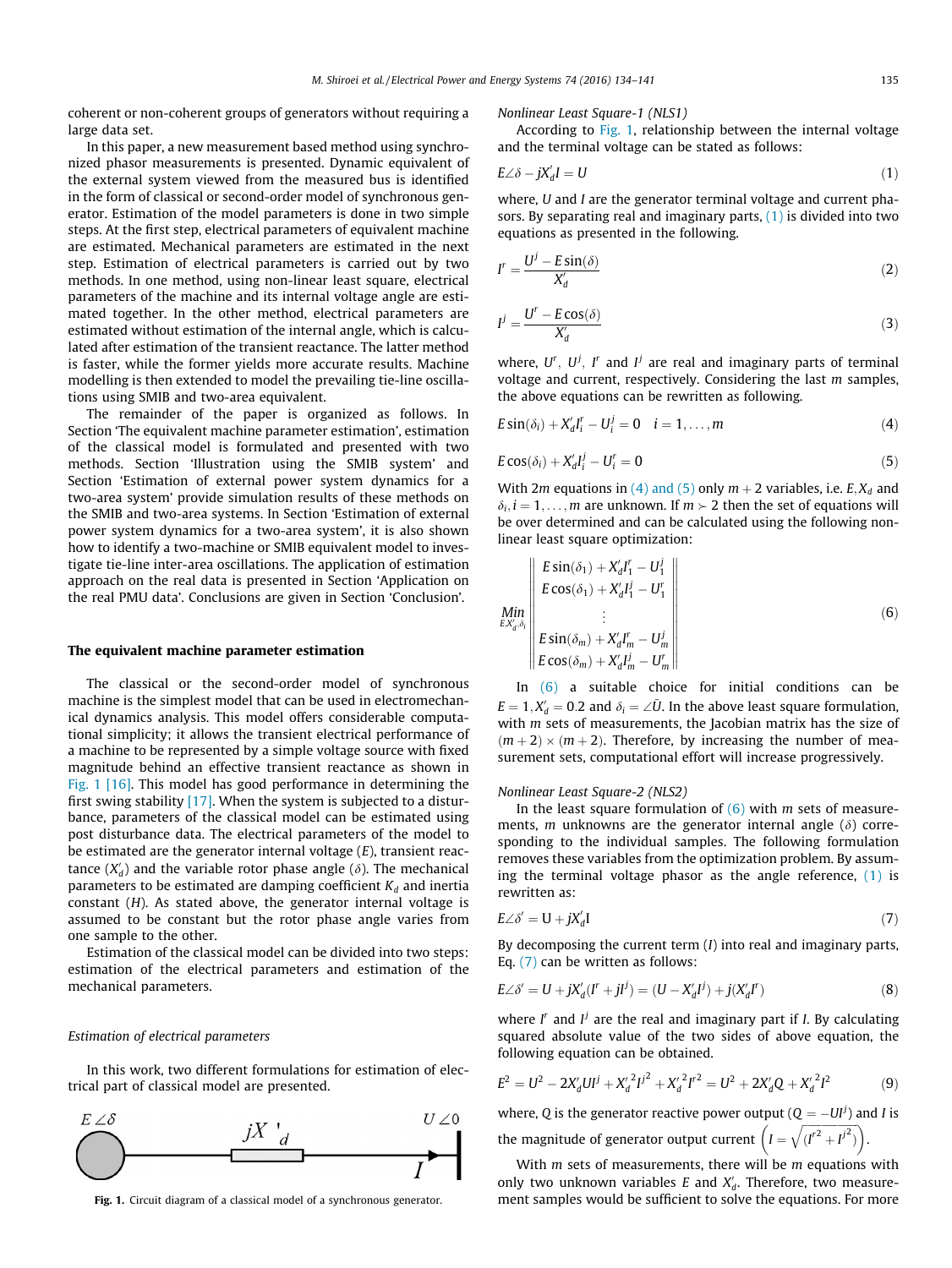coherent or non-coherent groups of generators without requiring a large data set.

In this paper, a new measurement based method using synchronized phasor measurements is presented. Dynamic equivalent of the external system viewed from the measured bus is identified in the form of classical or second-order model of synchronous generator. Estimation of the model parameters is done in two simple steps. At the first step, electrical parameters of equivalent machine are estimated. Mechanical parameters are estimated in the next step. Estimation of electrical parameters is carried out by two methods. In one method, using non-linear least square, electrical parameters of the machine and its internal voltage angle are estimated together. In the other method, electrical parameters are estimated without estimation of the internal angle, which is calculated after estimation of the transient reactance. The latter method is faster, while the former yields more accurate results. Machine modelling is then extended to model the prevailing tie-line oscillations using SMIB and two-area equivalent.

The remainder of the paper is organized as follows. In Section 'The equivalent machine parameter estimation', estimation of the classical model is formulated and presented with two methods. Section 'Illustration using the SMIB system' and Section 'Estimation of external power system dynamics for a two-area system' provide simulation results of these methods on the SMIB and two-area systems. In Section 'Estimation of external power system dynamics for a two-area system', it is also shown how to identify a two-machine or SMIB equivalent model to investigate tie-line inter-area oscillations. The application of estimation approach on the real data is presented in Section 'Application on the real PMU data'. Conclusions are given in Section 'Conclusion'.

## The equivalent machine parameter estimation

The classical or the second-order model of synchronous machine is the simplest model that can be used in electromechanical dynamics analysis. This model offers considerable computational simplicity; it allows the transient electrical performance of a machine to be represented by a simple voltage source with fixed magnitude behind an effective transient reactance as shown in Fig. 1 [16]. This model has good performance in determining the first swing stability [17]. When the system is subjected to a disturbance, parameters of the classical model can be estimated using post disturbance data. The electrical parameters of the model to be estimated are the generator internal voltage ($E$), transient reactance ($X'_d$) and the variable rotor phase angle ($\delta$). The mechanical parameters to be estimated are damping coefficient $K_d$ and inertia constant ($H$). As stated above, the generator internal voltage is assumed to be constant but the rotor phase angle varies from one sample to the other.

Estimation of the classical model can be divided into two steps: estimation of the electrical parameters and estimation of the mechanical parameters.

### *Estimation of electrical parameters*

In this work, two different formulations for estimation of electrical part of classical model are presented.

Fig. 1. Circuit diagram of a classical model of a synchronous generator.

#### *Nonlinear Least Square-1 (NLS1)*

According to Fig. 1, relationship between the internal voltage and the terminal voltage can be stated as follows:

$$E\angle\delta - jX'_d I = U \tag{1}$$

where, $U$ and $I$ are the generator terminal voltage and current phasors. By separating real and imaginary parts, (1) is divided into two equations as presented in the following.

$$I^r = \frac{U^j - E\sin(\delta)}{X'_d} \tag{2}$$

$$I^j = \frac{U^r - E\cos(\delta)}{X'_d} \tag{3}$$

where, $U^r$, $U^j$, $I^r$ and $I^j$ are real and imaginary parts of terminal voltage and current, respectively. Considering the last $m$ samples, the above equations can be rewritten as following.

$$E\sin(\delta_i) + X'_d I^r_i - U^j_i = 0 \quad i = 1,\ldots,m \tag{4}$$

$$E\cos(\delta_i) + X'_d I^j_i - U^r_i = 0 \tag{5}$$

With $2m$ equations in (4) and (5) only $m+2$ variables, i.e. $E, X_d$ and $\delta_i, i = 1,\ldots,m$ are unknown. If $m \succ 2$ then the set of equations will be over determined and can be calculated using the following nonlinear least square optimization:

$$\underset{E,X'_d,\delta_i}{Min}\left\| \begin{matrix} E\sin(\delta_1) + X'_d I^r_1 - U^j_1 \\ E\cos(\delta_1) + X'_d I^j_1 - U^r_1 \\ \vdots \\ E\sin(\delta_m) + X'_d I^r_m - U^j_m \\ E\cos(\delta_m) + X'_d I^j_m - U^r_m \end{matrix} \right\| \tag{6}$$

In (6) a suitable choice for initial conditions can be $E = 1, X'_d = 0.2$ and $\delta_i = \angle\bar{U}$. In the above least square formulation, with $m$ sets of measurements, the Jacobian matrix has the size of $(m+2)\times(m+2)$. Therefore, by increasing the number of measurement sets, computational effort will increase progressively.

#### *Nonlinear Least Square-2 (NLS2)*

In the least square formulation of (6) with $m$ sets of measurements, $m$ unknowns are the generator internal angle ($\delta$) corresponding to the individual samples. The following formulation removes these variables from the optimization problem. By assuming the terminal voltage phasor as the angle reference, (1) is rewritten as:

$$E\angle\delta' = \mathrm{U} + jX'_d\mathrm{I} \tag{7}$$

By decomposing the current term ($I$) into real and imaginary parts, Eq. (7) can be written as follows:

$$E\angle\delta' = U + jX'_d(I^r + jI^j) = (U - X'_d I^j) + j(X'_d I^r) \tag{8}$$

where $I^r$ and $I^j$ are the real and imaginary part if $I$. By calculating squared absolute value of the two sides of above equation, the following equation can be obtained.

$$E^2 = U^2 - 2X'_d U I^j + {X'_d}^2 {I^j}^2 + {X'_d}^2 {I^r}^2 = U^2 + 2X'_d Q + {X'_d}^2 I^2 \tag{9}$$

where, $Q$ is the generator reactive power output ($Q = -UI^j$) and $I$ is the magnitude of generator output current $\left(I = \sqrt{({I^r}^2 + {I^j}^2)}\right)$.

With $m$ sets of measurements, there will be $m$ equations with only two unknown variables $E$ and $X'_d$. Therefore, two measurement samples would be sufficient to solve the equations. For more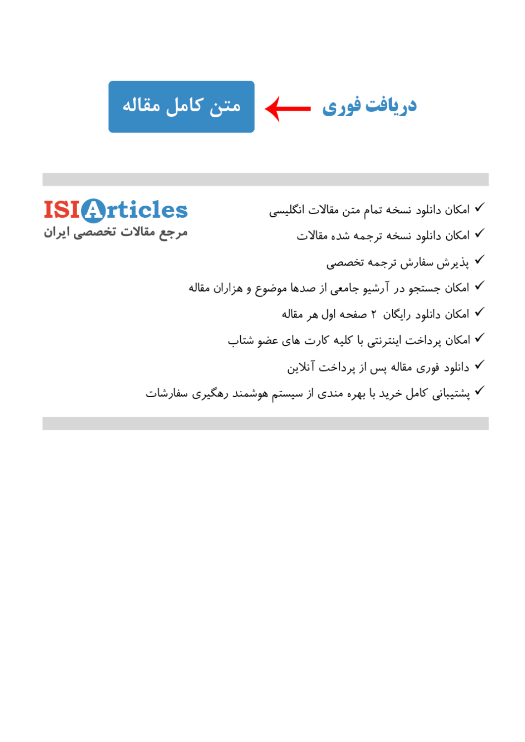دریافت فوری ← متن کامل مقاله

**ISIArticles**
مرجع مقالات تخصصی ایران

- ✓ امکان دانلود نسخه تمام متن مقالات انگلیسی
- ✓ امکان دانلود نسخه ترجمه شده مقالات
- ✓ پذیرش سفارش ترجمه تخصصی
- ✓ امکان جستجو در آرشیو جامعی از صدها موضوع و هزاران مقاله
- ✓ امکان دانلود رایگان ۲ صفحه اول هر مقاله
- ✓ امکان پرداخت اینترنتی با کلیه کارت های عضو شتاب
- ✓ دانلود فوری مقاله پس از پرداخت آنلاین
- ✓ پشتیبانی کامل خرید با بهره مندی از سیستم هوشمند رهگیری سفارشات